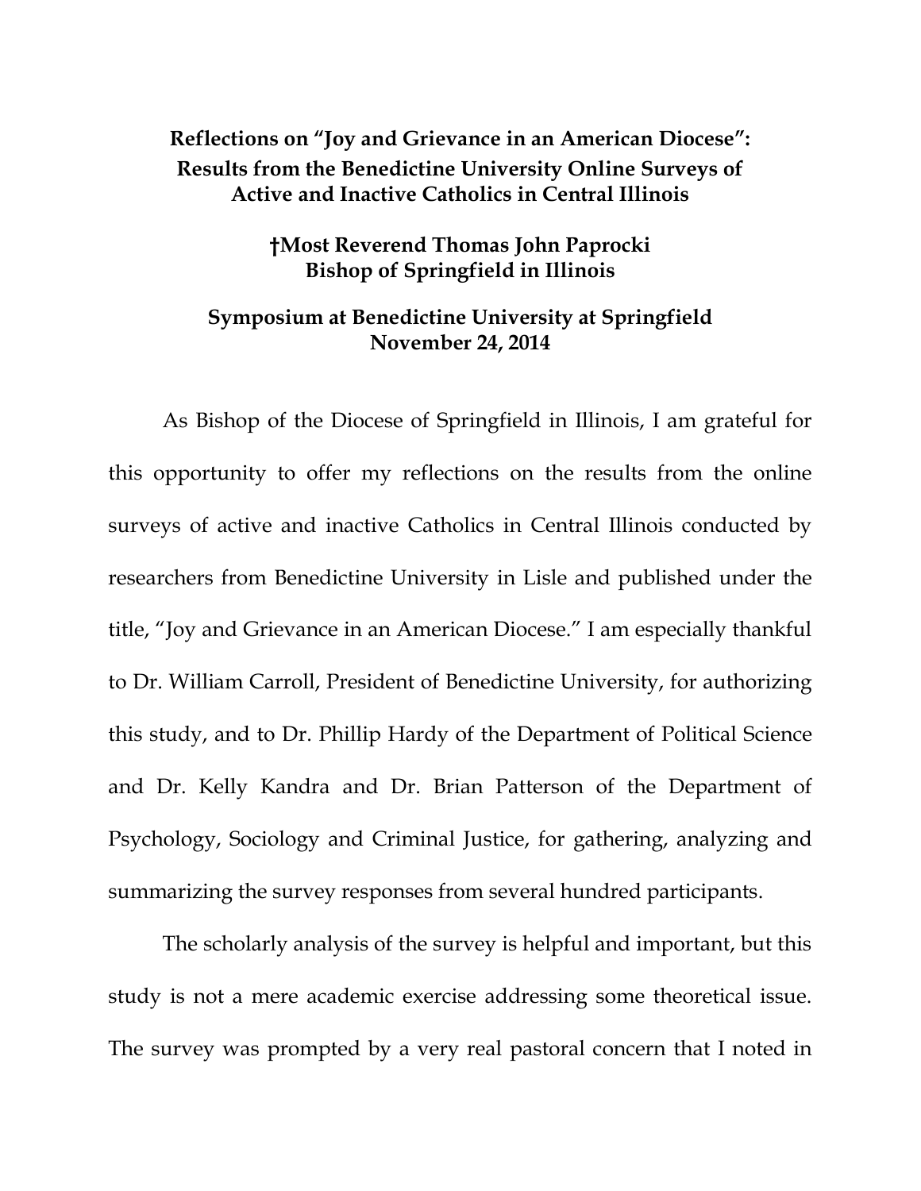# Reflections on "Joy and Grievance in an American Diocese": Results from the Benedictine University Online Surveys of Active and Inactive Catholics in Central Illinois

**†Most Reverend Thomas John Paprocki**
**Bishop of Springfield in Illinois**

**Symposium at Benedictine University at Springfield**
**November 24, 2014**

As Bishop of the Diocese of Springfield in Illinois, I am grateful for this opportunity to offer my reflections on the results from the online surveys of active and inactive Catholics in Central Illinois conducted by researchers from Benedictine University in Lisle and published under the title, "Joy and Grievance in an American Diocese." I am especially thankful to Dr. William Carroll, President of Benedictine University, for authorizing this study, and to Dr. Phillip Hardy of the Department of Political Science and Dr. Kelly Kandra and Dr. Brian Patterson of the Department of Psychology, Sociology and Criminal Justice, for gathering, analyzing and summarizing the survey responses from several hundred participants.

The scholarly analysis of the survey is helpful and important, but this study is not a mere academic exercise addressing some theoretical issue. The survey was prompted by a very real pastoral concern that I noted in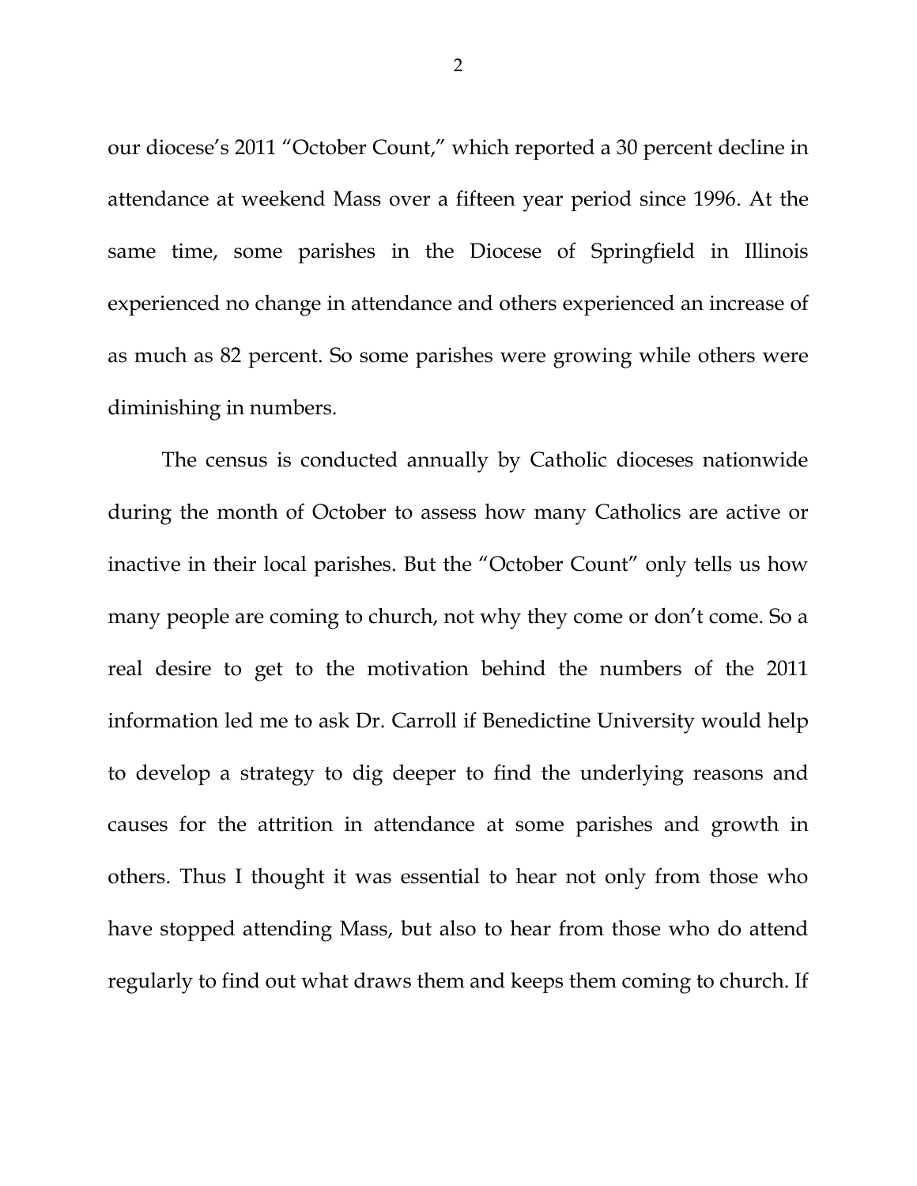our diocese's 2011 "October Count," which reported a 30 percent decline in attendance at weekend Mass over a fifteen year period since 1996. At the same time, some parishes in the Diocese of Springfield in Illinois experienced no change in attendance and others experienced an increase of as much as 82 percent. So some parishes were growing while others were diminishing in numbers.

The census is conducted annually by Catholic dioceses nationwide during the month of October to assess how many Catholics are active or inactive in their local parishes. But the "October Count" only tells us how many people are coming to church, not why they come or don't come. So a real desire to get to the motivation behind the numbers of the 2011 information led me to ask Dr. Carroll if Benedictine University would help to develop a strategy to dig deeper to find the underlying reasons and causes for the attrition in attendance at some parishes and growth in others. Thus I thought it was essential to hear not only from those who have stopped attending Mass, but also to hear from those who do attend regularly to find out what draws them and keeps them coming to church. If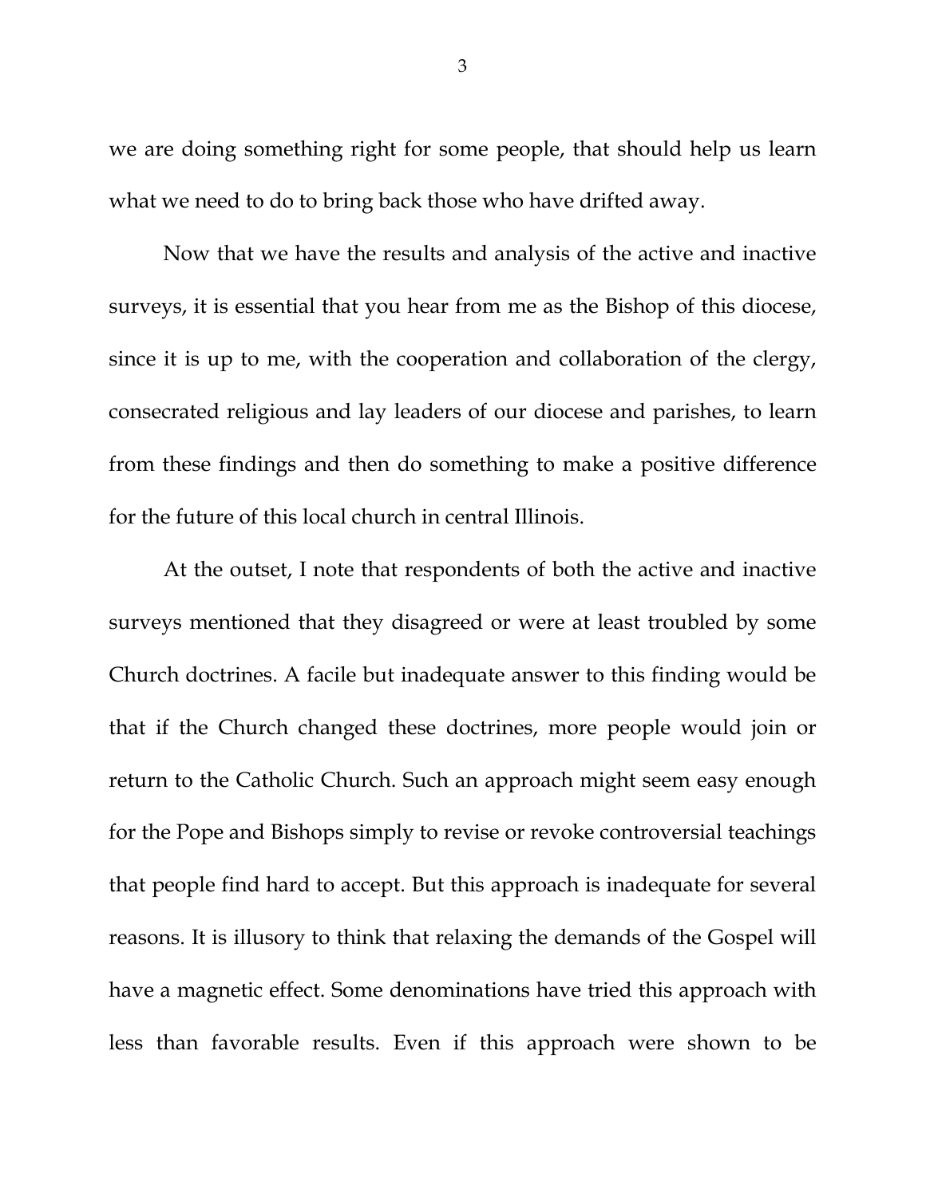we are doing something right for some people, that should help us learn what we need to do to bring back those who have drifted away.

Now that we have the results and analysis of the active and inactive surveys, it is essential that you hear from me as the Bishop of this diocese, since it is up to me, with the cooperation and collaboration of the clergy, consecrated religious and lay leaders of our diocese and parishes, to learn from these findings and then do something to make a positive difference for the future of this local church in central Illinois.

At the outset, I note that respondents of both the active and inactive surveys mentioned that they disagreed or were at least troubled by some Church doctrines. A facile but inadequate answer to this finding would be that if the Church changed these doctrines, more people would join or return to the Catholic Church. Such an approach might seem easy enough for the Pope and Bishops simply to revise or revoke controversial teachings that people find hard to accept. But this approach is inadequate for several reasons. It is illusory to think that relaxing the demands of the Gospel will have a magnetic effect. Some denominations have tried this approach with less than favorable results. Even if this approach were shown to be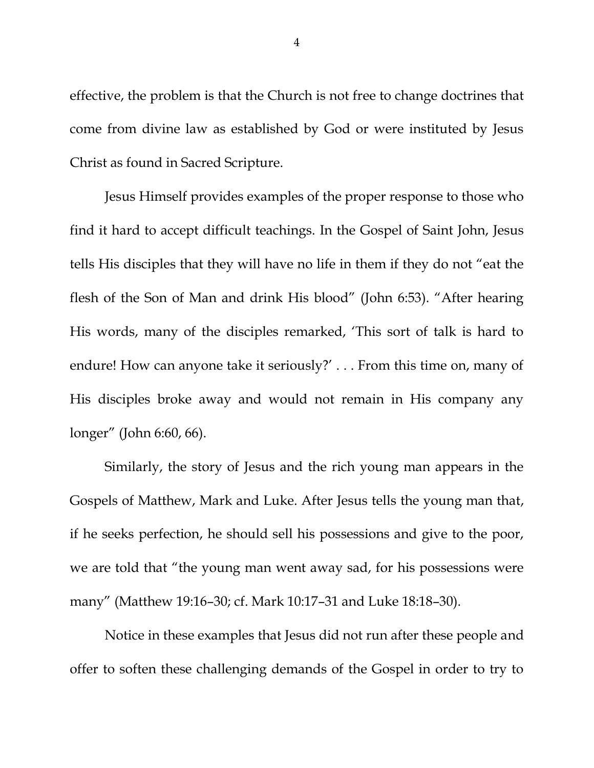effective, the problem is that the Church is not free to change doctrines that come from divine law as established by God or were instituted by Jesus Christ as found in Sacred Scripture.

Jesus Himself provides examples of the proper response to those who find it hard to accept difficult teachings. In the Gospel of Saint John, Jesus tells His disciples that they will have no life in them if they do not "eat the flesh of the Son of Man and drink His blood" (John 6:53). "After hearing His words, many of the disciples remarked, 'This sort of talk is hard to endure! How can anyone take it seriously?' . . . From this time on, many of His disciples broke away and would not remain in His company any longer" (John 6:60, 66).

Similarly, the story of Jesus and the rich young man appears in the Gospels of Matthew, Mark and Luke. After Jesus tells the young man that, if he seeks perfection, he should sell his possessions and give to the poor, we are told that "the young man went away sad, for his possessions were many" (Matthew 19:16–30; cf. Mark 10:17–31 and Luke 18:18–30).

Notice in these examples that Jesus did not run after these people and offer to soften these challenging demands of the Gospel in order to try to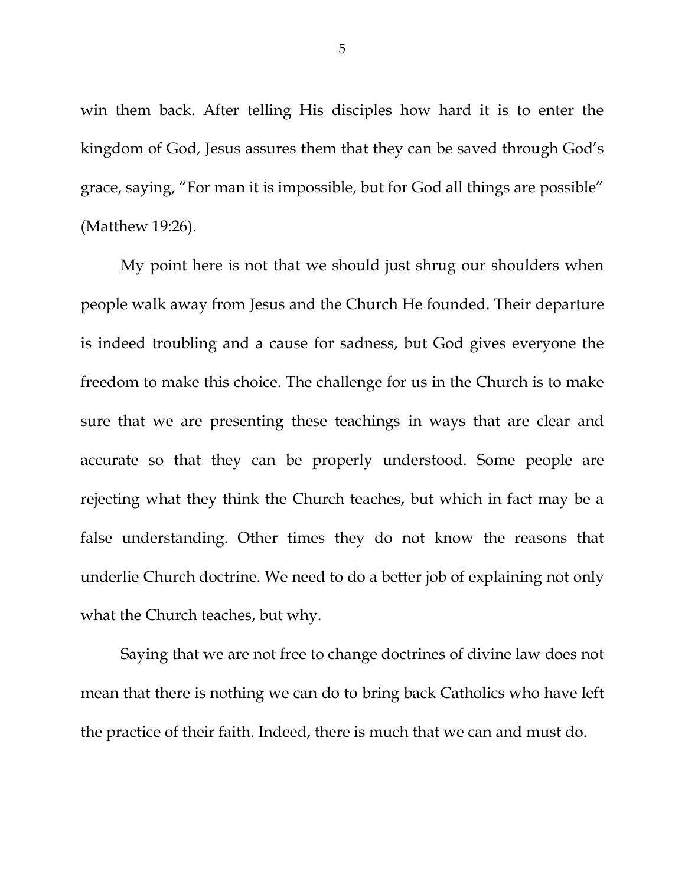win them back. After telling His disciples how hard it is to enter the kingdom of God, Jesus assures them that they can be saved through God's grace, saying, "For man it is impossible, but for God all things are possible" (Matthew 19:26).

My point here is not that we should just shrug our shoulders when people walk away from Jesus and the Church He founded. Their departure is indeed troubling and a cause for sadness, but God gives everyone the freedom to make this choice. The challenge for us in the Church is to make sure that we are presenting these teachings in ways that are clear and accurate so that they can be properly understood. Some people are rejecting what they think the Church teaches, but which in fact may be a false understanding. Other times they do not know the reasons that underlie Church doctrine. We need to do a better job of explaining not only what the Church teaches, but why.

Saying that we are not free to change doctrines of divine law does not mean that there is nothing we can do to bring back Catholics who have left the practice of their faith. Indeed, there is much that we can and must do.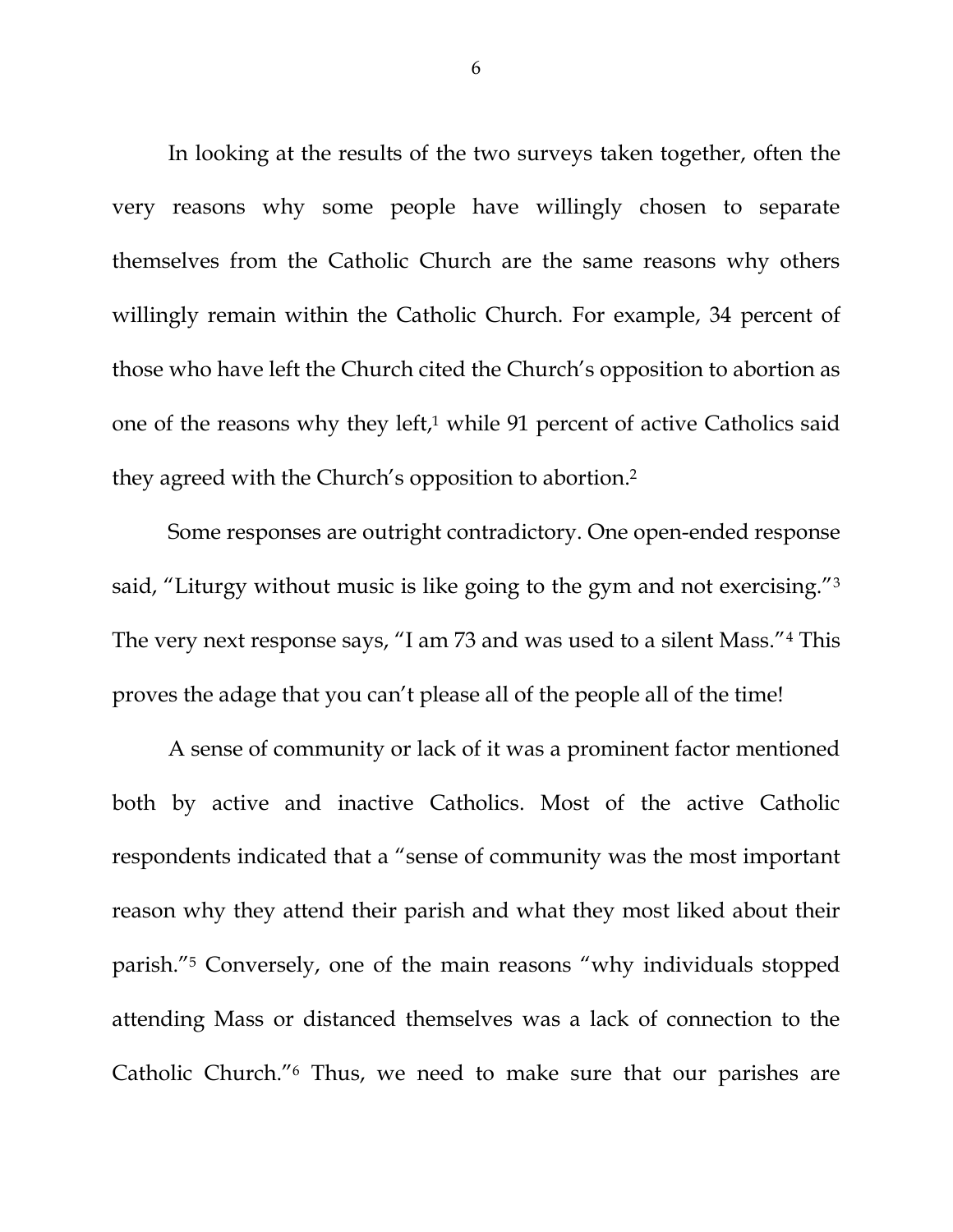In looking at the results of the two surveys taken together, often the very reasons why some people have willingly chosen to separate themselves from the Catholic Church are the same reasons why others willingly remain within the Catholic Church. For example, 34 percent of those who have left the Church cited the Church's opposition to abortion as one of the reasons why they left,[1] while 91 percent of active Catholics said they agreed with the Church's opposition to abortion.[2]

Some responses are outright contradictory. One open-ended response said, "Liturgy without music is like going to the gym and not exercising."[3] The very next response says, "I am 73 and was used to a silent Mass."[4] This proves the adage that you can't please all of the people all of the time!

A sense of community or lack of it was a prominent factor mentioned both by active and inactive Catholics. Most of the active Catholic respondents indicated that a "sense of community was the most important reason why they attend their parish and what they most liked about their parish."[5] Conversely, one of the main reasons "why individuals stopped attending Mass or distanced themselves was a lack of connection to the Catholic Church."[6] Thus, we need to make sure that our parishes are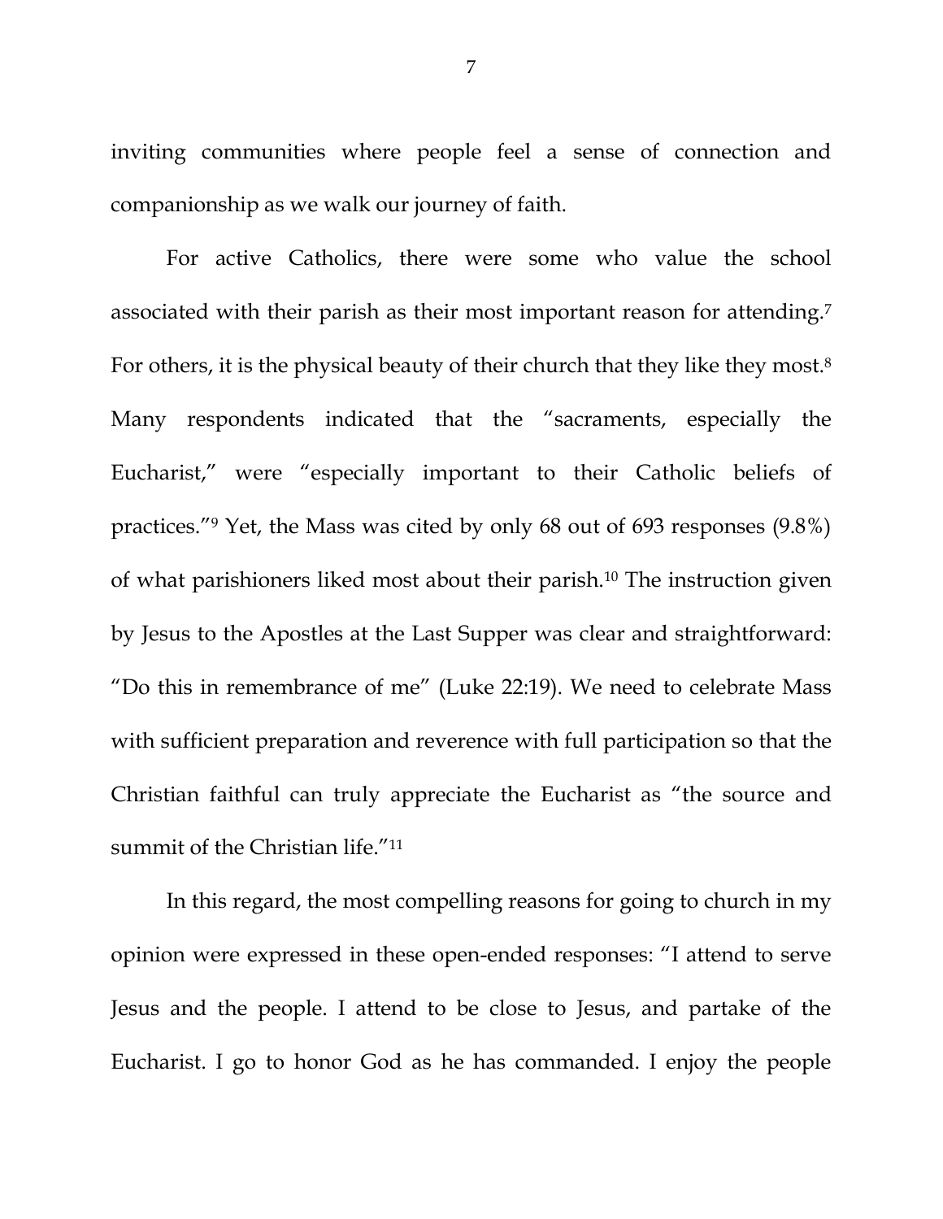inviting communities where people feel a sense of connection and companionship as we walk our journey of faith.

For active Catholics, there were some who value the school associated with their parish as their most important reason for attending.[7] For others, it is the physical beauty of their church that they like they most.[8] Many respondents indicated that the "sacraments, especially the Eucharist," were "especially important to their Catholic beliefs of practices."[9] Yet, the Mass was cited by only 68 out of 693 responses (9.8%) of what parishioners liked most about their parish.[10] The instruction given by Jesus to the Apostles at the Last Supper was clear and straightforward: "Do this in remembrance of me" (Luke 22:19). We need to celebrate Mass with sufficient preparation and reverence with full participation so that the Christian faithful can truly appreciate the Eucharist as "the source and summit of the Christian life."[11]

In this regard, the most compelling reasons for going to church in my opinion were expressed in these open-ended responses: "I attend to serve Jesus and the people. I attend to be close to Jesus, and partake of the Eucharist. I go to honor God as he has commanded. I enjoy the people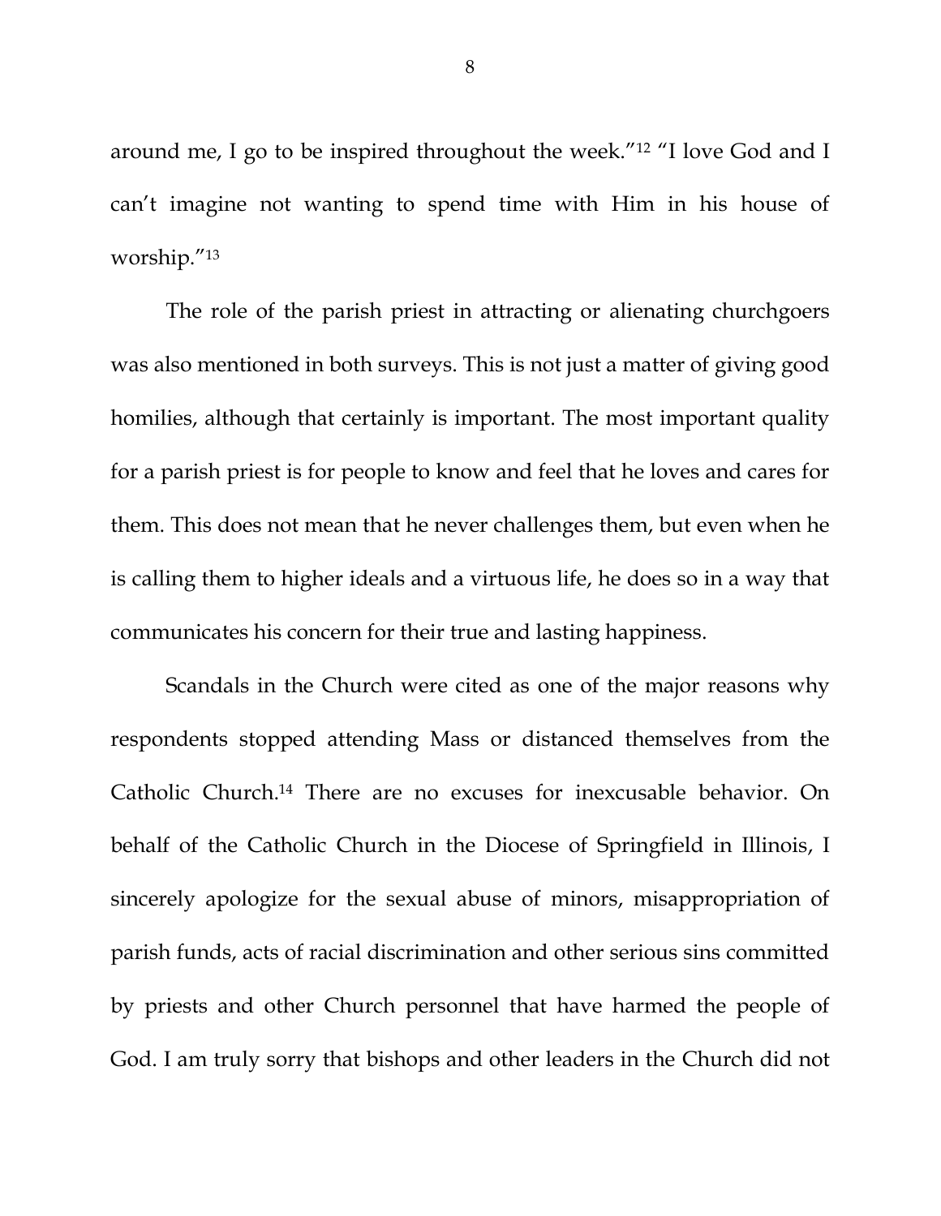around me, I go to be inspired throughout the week."[12] "I love God and I can't imagine not wanting to spend time with Him in his house of worship."[13]

The role of the parish priest in attracting or alienating churchgoers was also mentioned in both surveys. This is not just a matter of giving good homilies, although that certainly is important. The most important quality for a parish priest is for people to know and feel that he loves and cares for them. This does not mean that he never challenges them, but even when he is calling them to higher ideals and a virtuous life, he does so in a way that communicates his concern for their true and lasting happiness.

Scandals in the Church were cited as one of the major reasons why respondents stopped attending Mass or distanced themselves from the Catholic Church.[14] There are no excuses for inexcusable behavior. On behalf of the Catholic Church in the Diocese of Springfield in Illinois, I sincerely apologize for the sexual abuse of minors, misappropriation of parish funds, acts of racial discrimination and other serious sins committed by priests and other Church personnel that have harmed the people of God. I am truly sorry that bishops and other leaders in the Church did not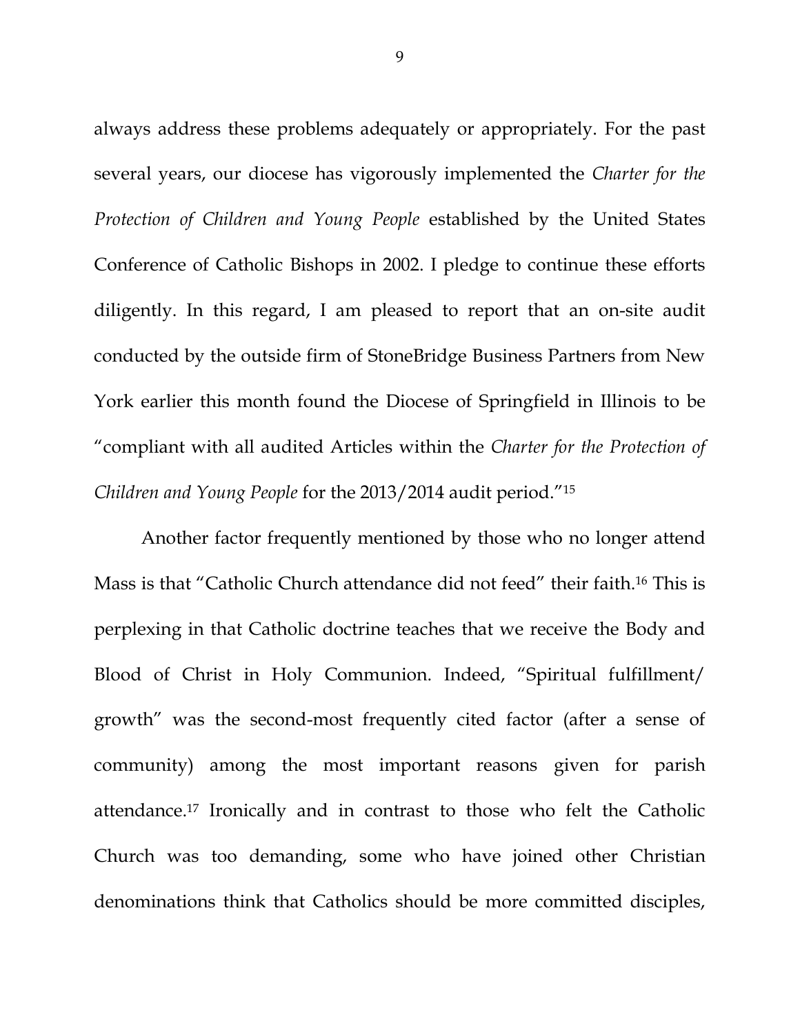always address these problems adequately or appropriately. For the past several years, our diocese has vigorously implemented the *Charter for the Protection of Children and Young People* established by the United States Conference of Catholic Bishops in 2002. I pledge to continue these efforts diligently. In this regard, I am pleased to report that an on-site audit conducted by the outside firm of StoneBridge Business Partners from New York earlier this month found the Diocese of Springfield in Illinois to be "compliant with all audited Articles within the *Charter for the Protection of Children and Young People* for the 2013/2014 audit period."[15]

Another factor frequently mentioned by those who no longer attend Mass is that "Catholic Church attendance did not feed" their faith.[16] This is perplexing in that Catholic doctrine teaches that we receive the Body and Blood of Christ in Holy Communion. Indeed, "Spiritual fulfillment/ growth" was the second-most frequently cited factor (after a sense of community) among the most important reasons given for parish attendance.[17] Ironically and in contrast to those who felt the Catholic Church was too demanding, some who have joined other Christian denominations think that Catholics should be more committed disciples,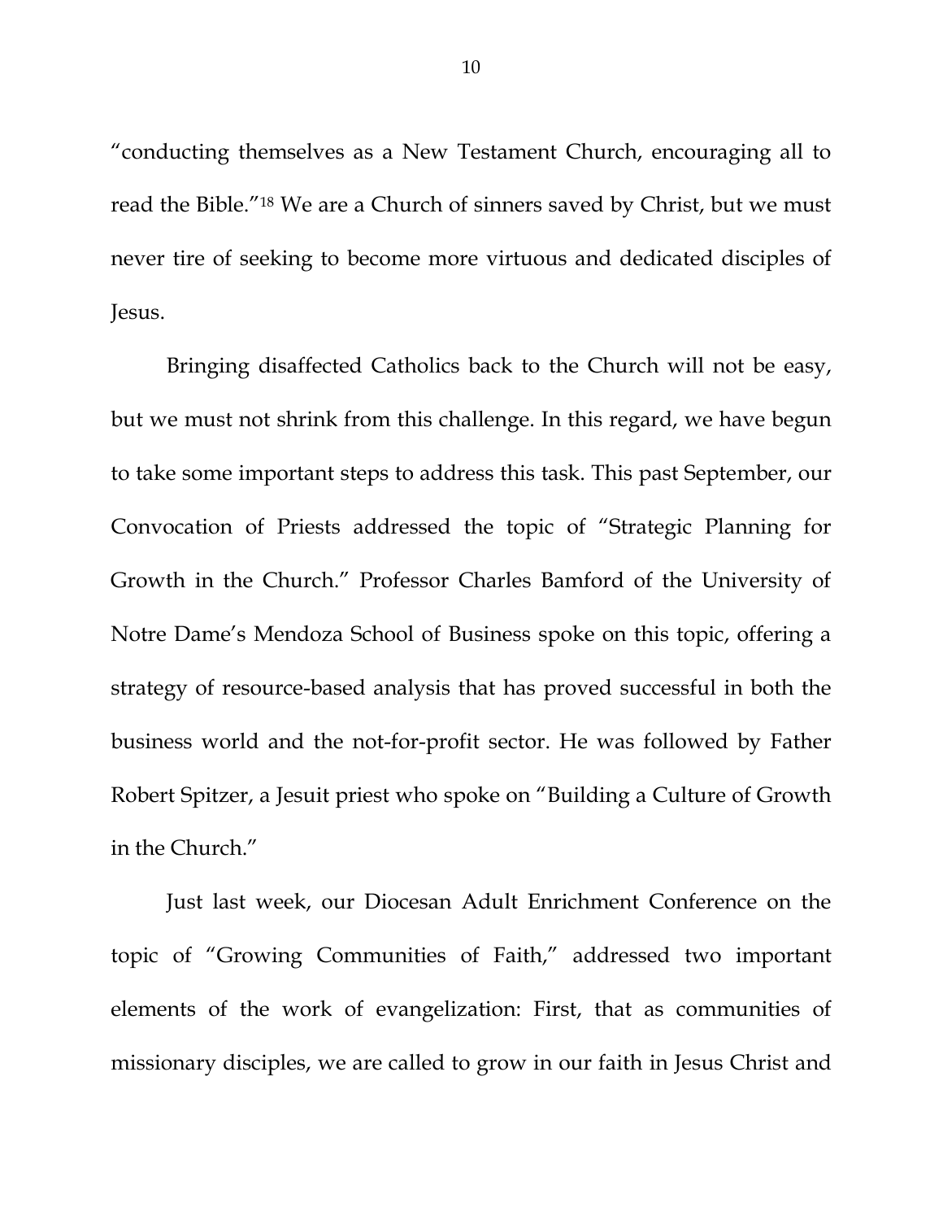"conducting themselves as a New Testament Church, encouraging all to read the Bible."[18] We are a Church of sinners saved by Christ, but we must never tire of seeking to become more virtuous and dedicated disciples of Jesus.

Bringing disaffected Catholics back to the Church will not be easy, but we must not shrink from this challenge. In this regard, we have begun to take some important steps to address this task. This past September, our Convocation of Priests addressed the topic of "Strategic Planning for Growth in the Church." Professor Charles Bamford of the University of Notre Dame's Mendoza School of Business spoke on this topic, offering a strategy of resource-based analysis that has proved successful in both the business world and the not-for-profit sector. He was followed by Father Robert Spitzer, a Jesuit priest who spoke on "Building a Culture of Growth in the Church."

Just last week, our Diocesan Adult Enrichment Conference on the topic of "Growing Communities of Faith," addressed two important elements of the work of evangelization: First, that as communities of missionary disciples, we are called to grow in our faith in Jesus Christ and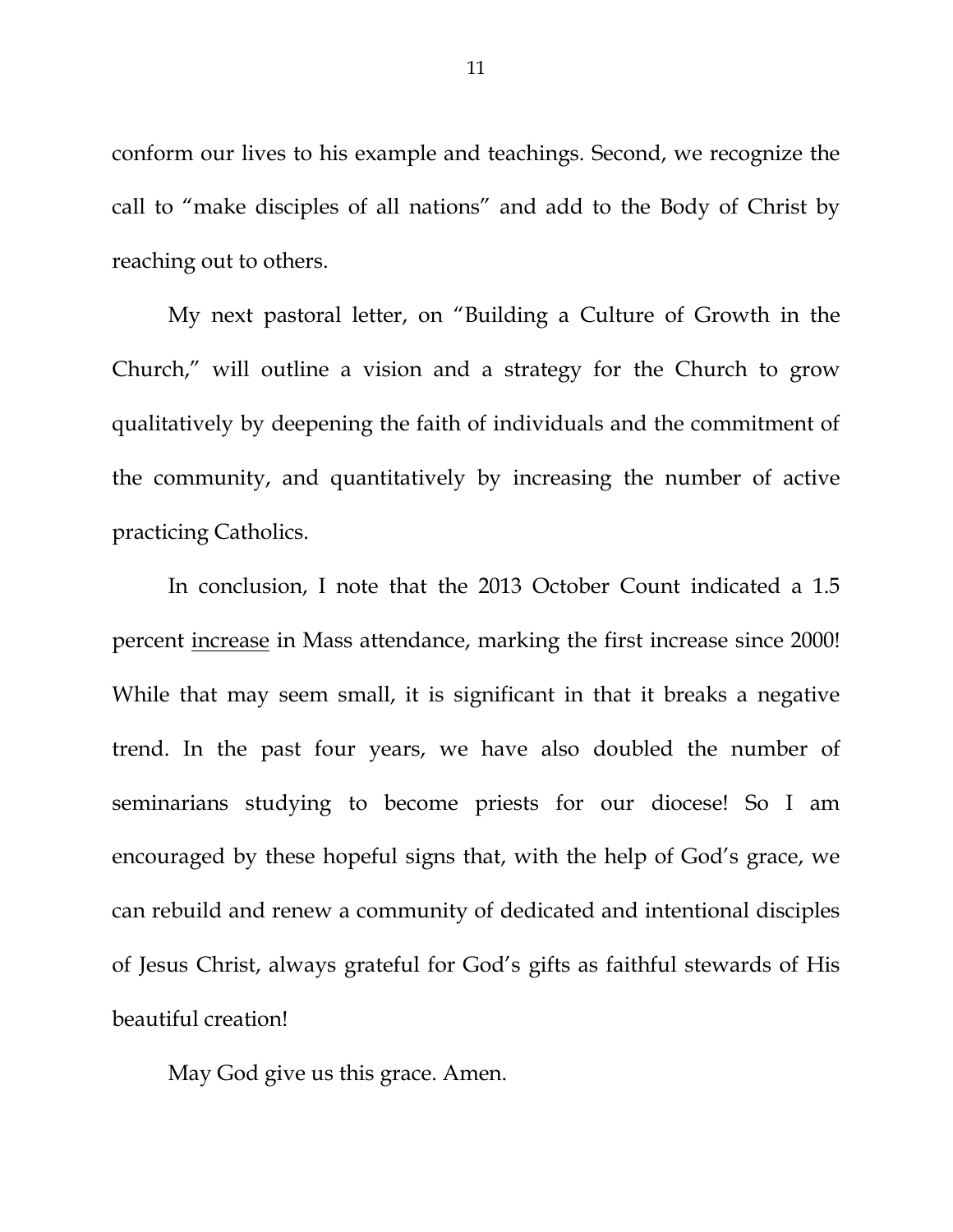conform our lives to his example and teachings. Second, we recognize the call to "make disciples of all nations" and add to the Body of Christ by reaching out to others.

My next pastoral letter, on "Building a Culture of Growth in the Church," will outline a vision and a strategy for the Church to grow qualitatively by deepening the faith of individuals and the commitment of the community, and quantitatively by increasing the number of active practicing Catholics.

In conclusion, I note that the 2013 October Count indicated a 1.5 percent <u>increase</u> in Mass attendance, marking the first increase since 2000! While that may seem small, it is significant in that it breaks a negative trend. In the past four years, we have also doubled the number of seminarians studying to become priests for our diocese! So I am encouraged by these hopeful signs that, with the help of God's grace, we can rebuild and renew a community of dedicated and intentional disciples of Jesus Christ, always grateful for God's gifts as faithful stewards of His beautiful creation!

May God give us this grace. Amen.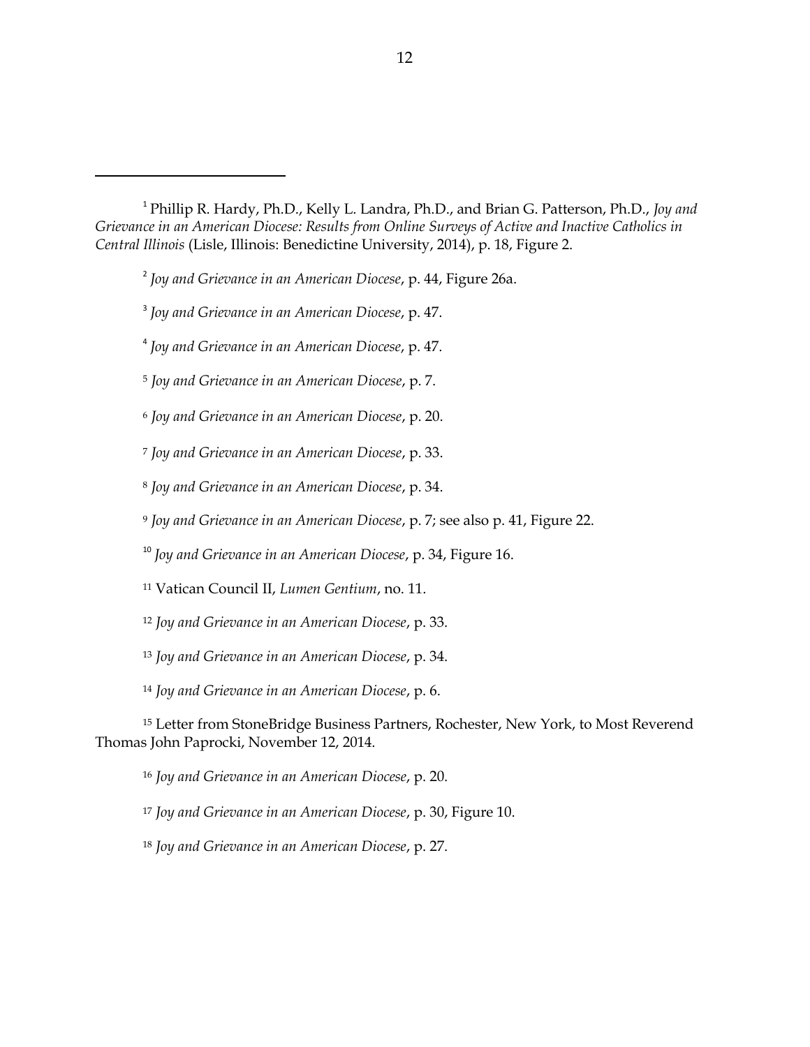[1] Phillip R. Hardy, Ph.D., Kelly L. Landra, Ph.D., and Brian G. Patterson, Ph.D., *Joy and Grievance in an American Diocese: Results from Online Surveys of Active and Inactive Catholics in Central Illinois* (Lisle, Illinois: Benedictine University, 2014), p. 18, Figure 2.

[2] *Joy and Grievance in an American Diocese*, p. 44, Figure 26a.

[3] *Joy and Grievance in an American Diocese*, p. 47.

[4] *Joy and Grievance in an American Diocese*, p. 47.

[5] *Joy and Grievance in an American Diocese*, p. 7.

[6] *Joy and Grievance in an American Diocese*, p. 20.

[7] *Joy and Grievance in an American Diocese*, p. 33.

[8] *Joy and Grievance in an American Diocese*, p. 34.

[9] *Joy and Grievance in an American Diocese*, p. 7; see also p. 41, Figure 22.

[10] *Joy and Grievance in an American Diocese*, p. 34, Figure 16.

[11] Vatican Council II, *Lumen Gentium*, no. 11.

[12] *Joy and Grievance in an American Diocese*, p. 33.

[13] *Joy and Grievance in an American Diocese*, p. 34.

[14] *Joy and Grievance in an American Diocese*, p. 6.

[15] Letter from StoneBridge Business Partners, Rochester, New York, to Most Reverend Thomas John Paprocki, November 12, 2014.

[16] *Joy and Grievance in an American Diocese*, p. 20.

[17] *Joy and Grievance in an American Diocese*, p. 30, Figure 10.

[18] *Joy and Grievance in an American Diocese*, p. 27.